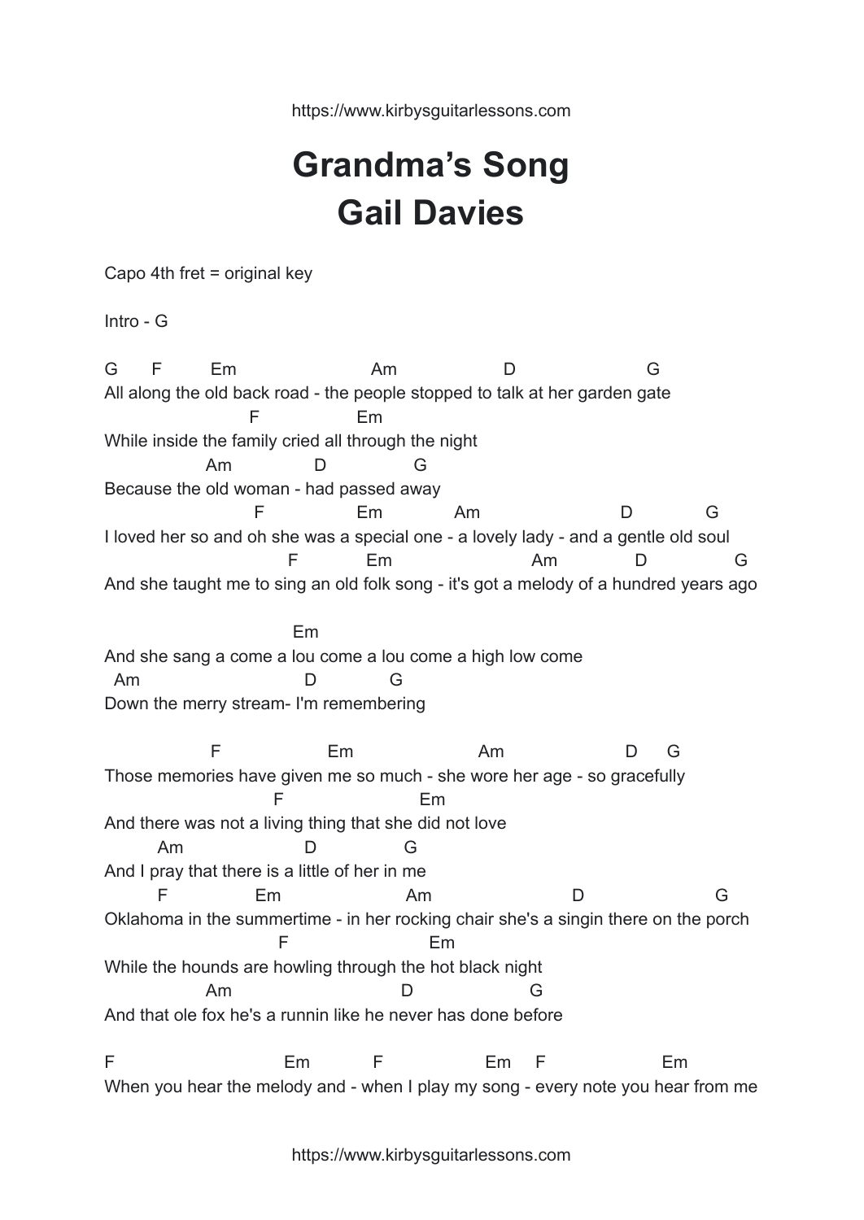# Grandma's Song
# Gail Davies

Capo 4th fret = original key

Intro - G

```
G       F          Em                          Am                   D                        G
All along the old back road - the people stopped to talk at her garden gate
                           F                   Em
While inside the family cried all through the night
                   Am                D                 G
Because the old woman - had passed away
                            F                   Em              Am                          D              G
I loved her so and oh she was a special one - a lovely lady - and a gentle old soul
                                   F             Em                         Am              D                G
And she taught me to sing an old folk song - it's got a melody of a hundred years ago

                                   Em
And she sang a come a lou come a lou come a high low come
  Am                          D              G
Down the merry stream- I'm remembering

                   F                   Em                      Am                     D      G
Those memories have given me so much - she wore her age - so gracefully
                                F                       Em
And there was not a living thing that she did not love
         Am                   D              G
And I pray that there is a little of her in me
         F                Em                     Am                        D                        G
Oklahoma in the summertime - in her rocking chair she's a singin there on the porch
                               F                         Em
While the hounds are howling through the hot black night
                   Am                           D                 G
And that ole fox he's a runnin like he never has done before

F                             Em             F                   Em     F                      Em
When you hear the melody and - when I play my song - every note you hear from me
```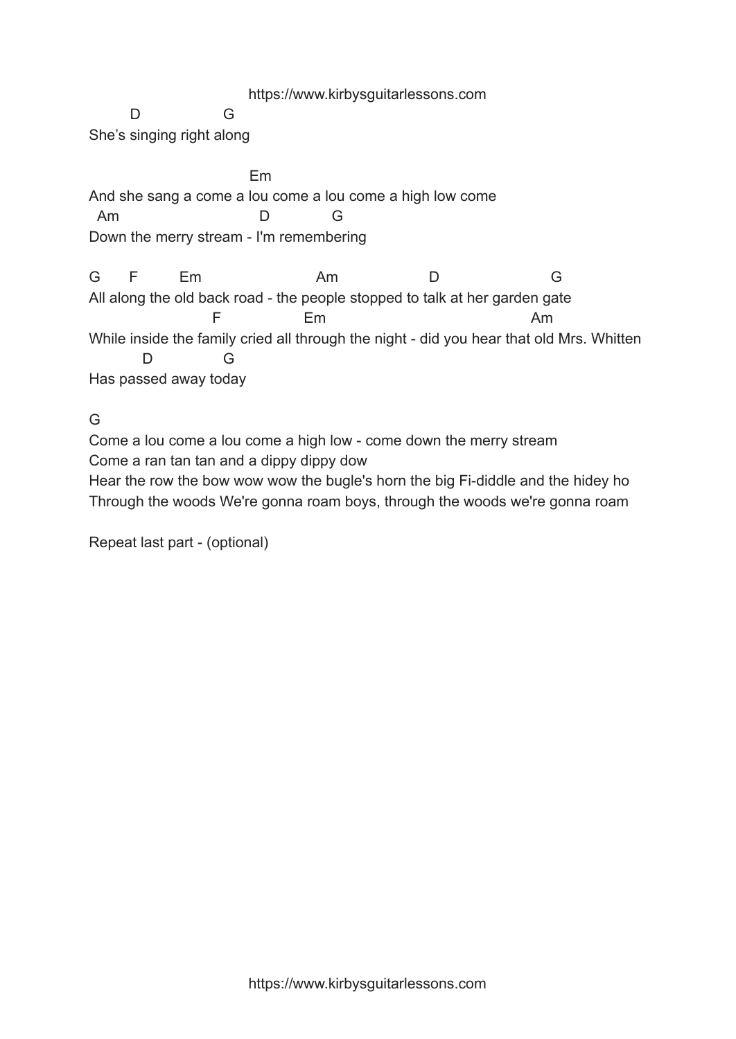```
         D                  G
She's singing right along

                              Em
And she sang a come a lou come a lou come a high low come
  Am                          D            G
Down the merry stream - I'm remembering

G      F         Em                       Am                   D                          G
All along the old back road - the people stopped to talk at her garden gate
                        F                 Em                                       Am
While inside the family cried all through the night - did you hear that old Mrs. Whitten
          D               G
Has passed away today

G
Come a lou come a lou come a high low - come down the merry stream
Come a ran tan tan and a dippy dippy dow
Hear the row the bow wow wow the bugle's horn the big Fi-diddle and the hidey ho
Through the woods We're gonna roam boys, through the woods we're gonna roam

Repeat last part - (optional)
```